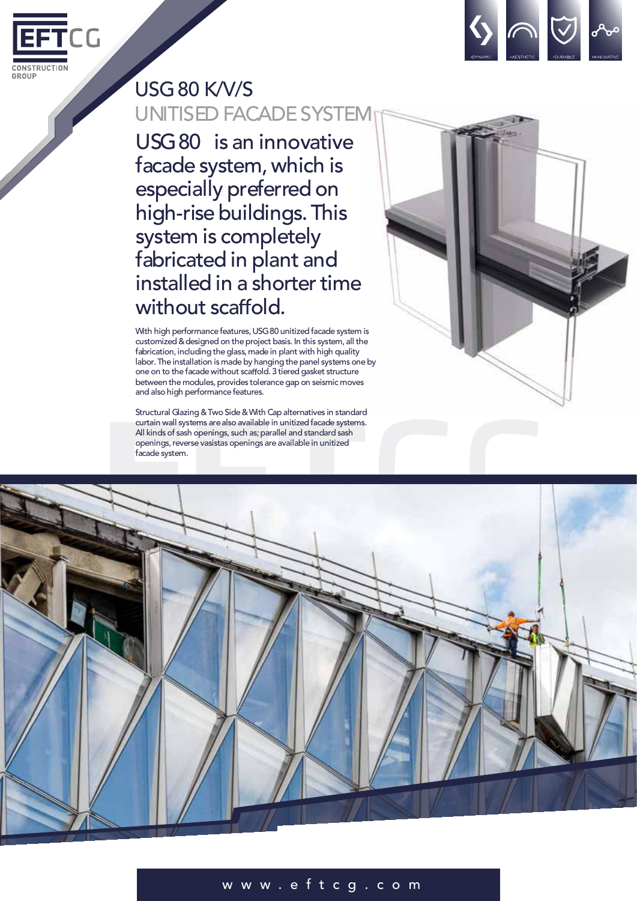# USG 80 K/V/S

## UNITISED FACADE SYSTEM

**USG 80 is an innovative facade system, which is especially preferred on high-rise buildings. This system is completely fabricated in plant and installed in a shorter time without scaffold.**

With high performance features, USG 80 unitized facade system is customized & designed on the project basis. In this system, all the fabrication, including the glass, made in plant with high quality labor. The installation is made by hanging the panel systems one by one on to the facade without scaffold. 3 tiered gasket structure between the modules, provides tolerance gap on seismic moves and also high performance features.

Structural Glazing & Two Side & With Cap alternatives in standard curtain wall systems are also available in unitized facade systems. All kinds of sash openings, such as; parallel and standard sash openings, reverse vasistas openings are available in unitized facade system.

www.eftcg.com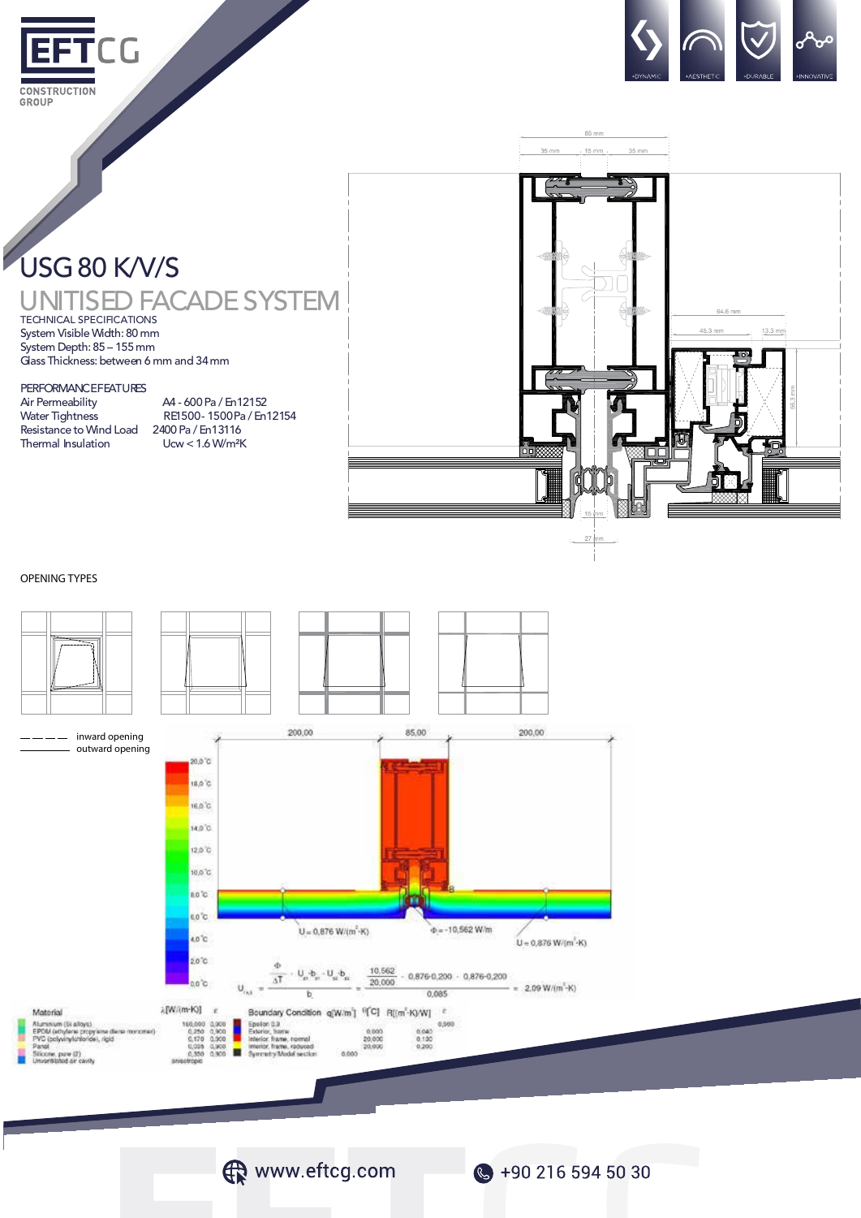EFTCG CONSTRUCTION GROUP

+DYNAMIC +AESTHETIC +DURABLE +INNOVATIVE

# USG 80 K/V/S

## UNITISED FACADE SYSTEM

TECHNICAL SPECIFICATIONS
System Visible Width: 80 mm
System Depth: 85 – 155 mm
Glass Thickness: between 6 mm and 34 mm

PERFORMANCE FEATURES

| | |
|---|---|
| Air Permeability | A4 - 600 Pa / En12152 |
| Water Tightness | RE1500 - 1500 Pa / En12154 |
| Resistance to Wind Load | 2400 Pa / En13116 |
| Thermal Insulation | Ucw < 1.6 W/m²K |

85 mm
35 mm
15 mm
35 mm
84,6 mm
45,3 mm
13,3 mm
59,3 mm
15 mm
27 mm

OPENING TYPES

inward opening
outward opening

200,00
85,00
200,00

20,0 °C
18,0 °C
16,0 °C
14,0 °C
12,0 °C
10,0 °C
8,0 °C
6,0 °C
4,0 °C
2,0 °C
0,0 °C

U = 0,876 W/(m²·K)
Φ = -10,562 W/m
U = 0,876 W/(m²·K)

$$U_{f,s,t} = \frac{\frac{\Phi}{\Delta T} - U_{p1} \cdot b_{p1} - U_{p2} \cdot b_{p2}}{b_f} = \frac{\frac{10,562}{20,000} - 0,876 \cdot 0,200 - 0,876 \cdot 0,200}{0,085} = 2,09\ W/(m^2 \cdot K)$$

| Material | λ[W/(m·K)] | ε |
|---|---|---|
| Aluminium (Si alloys) | 160,000 | 0,900 |
| EPDM (ethylene propylene diene monomer) | 0,250 | 0,900 |
| PVC (polyvinylchloride), rigid | 0,170 | 0,900 |
| Panel | 0,035 | 0,900 |
| Silicone, pure (2) | 0,350 | 0,900 |
| Unventilated air cavity | anisotropic | |

| Boundary Condition | q[W/m²] | θ[°C] | R[(m²·K)/W] | ε |
|---|---|---|---|---|
| Epsilon 0,9 | | | | 0,900 |
| Exterior, frame | | 0,000 | 0,040 | |
| Interior, frame, normal | | 20,000 | 0,130 | |
| Interior, frame, reduced | | 20,000 | 0,200 | |
| Symmetry/Model section | 0,000 | | | |

www.eftcg.com
+90 216 594 50 30